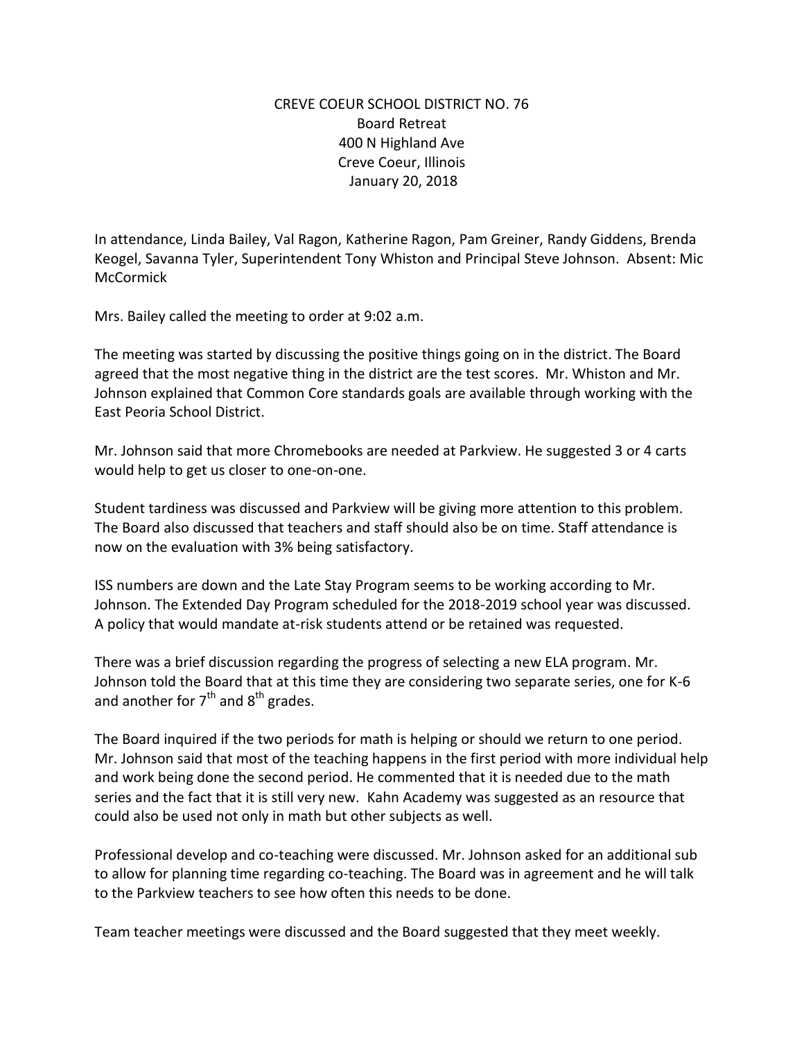CREVE COEUR SCHOOL DISTRICT NO. 76
Board Retreat
400 N Highland Ave
Creve Coeur, Illinois
January 20, 2018

In attendance, Linda Bailey, Val Ragon, Katherine Ragon, Pam Greiner, Randy Giddens, Brenda Keogel, Savanna Tyler, Superintendent Tony Whiston and Principal Steve Johnson. Absent: Mic McCormick

Mrs. Bailey called the meeting to order at 9:02 a.m.

The meeting was started by discussing the positive things going on in the district. The Board agreed that the most negative thing in the district are the test scores. Mr. Whiston and Mr. Johnson explained that Common Core standards goals are available through working with the East Peoria School District.

Mr. Johnson said that more Chromebooks are needed at Parkview. He suggested 3 or 4 carts would help to get us closer to one-on-one.

Student tardiness was discussed and Parkview will be giving more attention to this problem. The Board also discussed that teachers and staff should also be on time. Staff attendance is now on the evaluation with 3% being satisfactory.

ISS numbers are down and the Late Stay Program seems to be working according to Mr. Johnson. The Extended Day Program scheduled for the 2018-2019 school year was discussed. A policy that would mandate at-risk students attend or be retained was requested.

There was a brief discussion regarding the progress of selecting a new ELA program. Mr. Johnson told the Board that at this time they are considering two separate series, one for K-6 and another for 7th and 8th grades.

The Board inquired if the two periods for math is helping or should we return to one period. Mr. Johnson said that most of the teaching happens in the first period with more individual help and work being done the second period. He commented that it is needed due to the math series and the fact that it is still very new. Kahn Academy was suggested as an resource that could also be used not only in math but other subjects as well.

Professional develop and co-teaching were discussed. Mr. Johnson asked for an additional sub to allow for planning time regarding co-teaching. The Board was in agreement and he will talk to the Parkview teachers to see how often this needs to be done.

Team teacher meetings were discussed and the Board suggested that they meet weekly.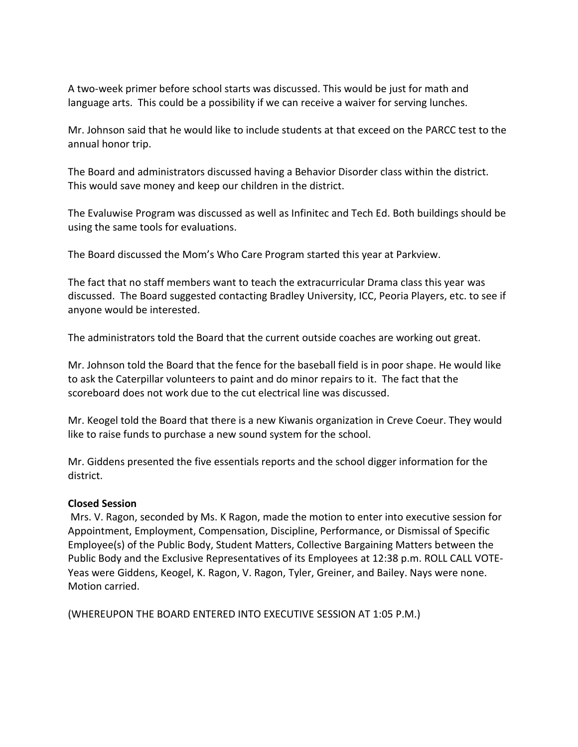A two-week primer before school starts was discussed. This would be just for math and language arts. This could be a possibility if we can receive a waiver for serving lunches.

Mr. Johnson said that he would like to include students at that exceed on the PARCC test to the annual honor trip.

The Board and administrators discussed having a Behavior Disorder class within the district. This would save money and keep our children in the district.

The Evaluwise Program was discussed as well as Infinitec and Tech Ed. Both buildings should be using the same tools for evaluations.

The Board discussed the Mom's Who Care Program started this year at Parkview.

The fact that no staff members want to teach the extracurricular Drama class this year was discussed. The Board suggested contacting Bradley University, ICC, Peoria Players, etc. to see if anyone would be interested.

The administrators told the Board that the current outside coaches are working out great.

Mr. Johnson told the Board that the fence for the baseball field is in poor shape. He would like to ask the Caterpillar volunteers to paint and do minor repairs to it. The fact that the scoreboard does not work due to the cut electrical line was discussed.

Mr. Keogel told the Board that there is a new Kiwanis organization in Creve Coeur. They would like to raise funds to purchase a new sound system for the school.

Mr. Giddens presented the five essentials reports and the school digger information for the district.

**Closed Session**

Mrs. V. Ragon, seconded by Ms. K Ragon, made the motion to enter into executive session for Appointment, Employment, Compensation, Discipline, Performance, or Dismissal of Specific Employee(s) of the Public Body, Student Matters, Collective Bargaining Matters between the Public Body and the Exclusive Representatives of its Employees at 12:38 p.m. ROLL CALL VOTE-Yeas were Giddens, Keogel, K. Ragon, V. Ragon, Tyler, Greiner, and Bailey. Nays were none. Motion carried.

(WHEREUPON THE BOARD ENTERED INTO EXECUTIVE SESSION AT 1:05 P.M.)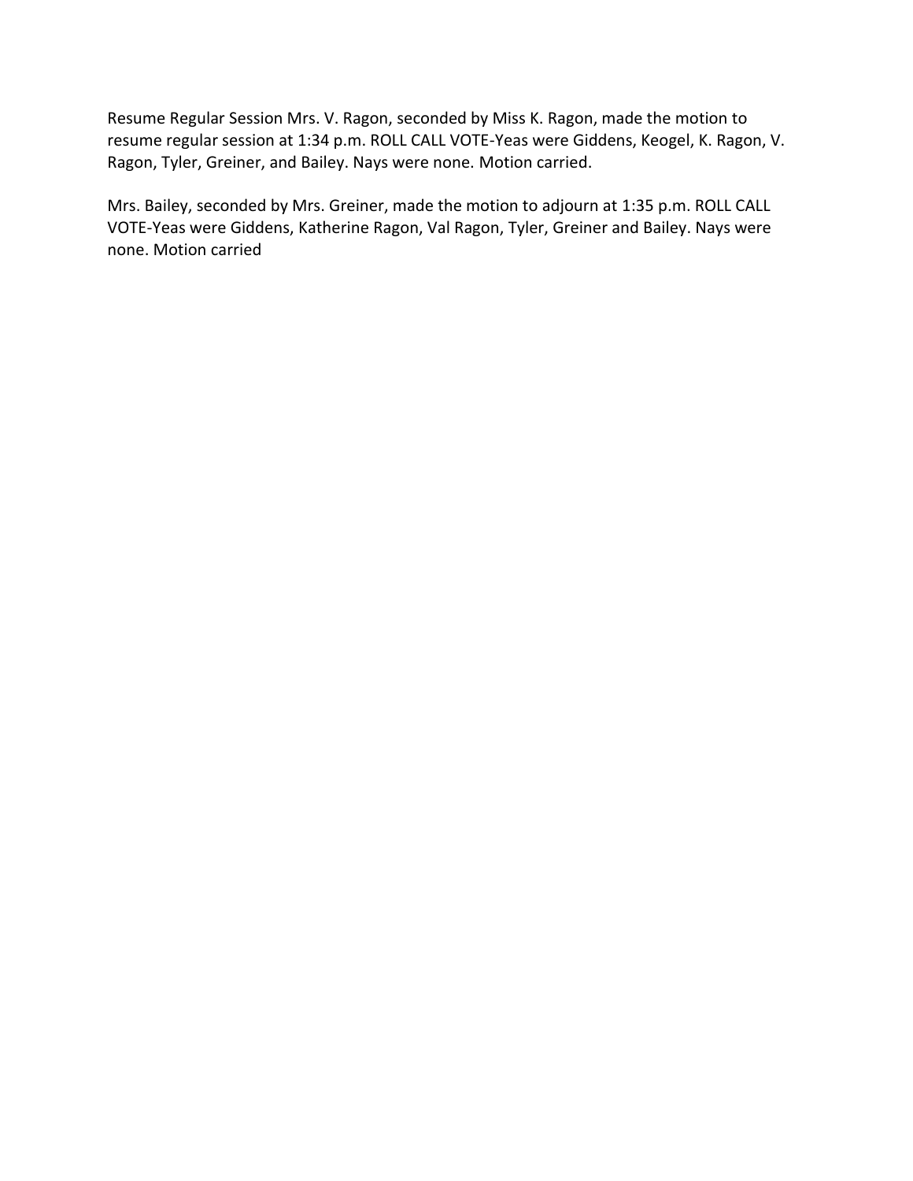Resume Regular Session Mrs. V. Ragon, seconded by Miss K. Ragon, made the motion to resume regular session at 1:34 p.m. ROLL CALL VOTE-Yeas were Giddens, Keogel, K. Ragon, V. Ragon, Tyler, Greiner, and Bailey. Nays were none. Motion carried.

Mrs. Bailey, seconded by Mrs. Greiner, made the motion to adjourn at 1:35 p.m. ROLL CALL VOTE-Yeas were Giddens, Katherine Ragon, Val Ragon, Tyler, Greiner and Bailey. Nays were none. Motion carried